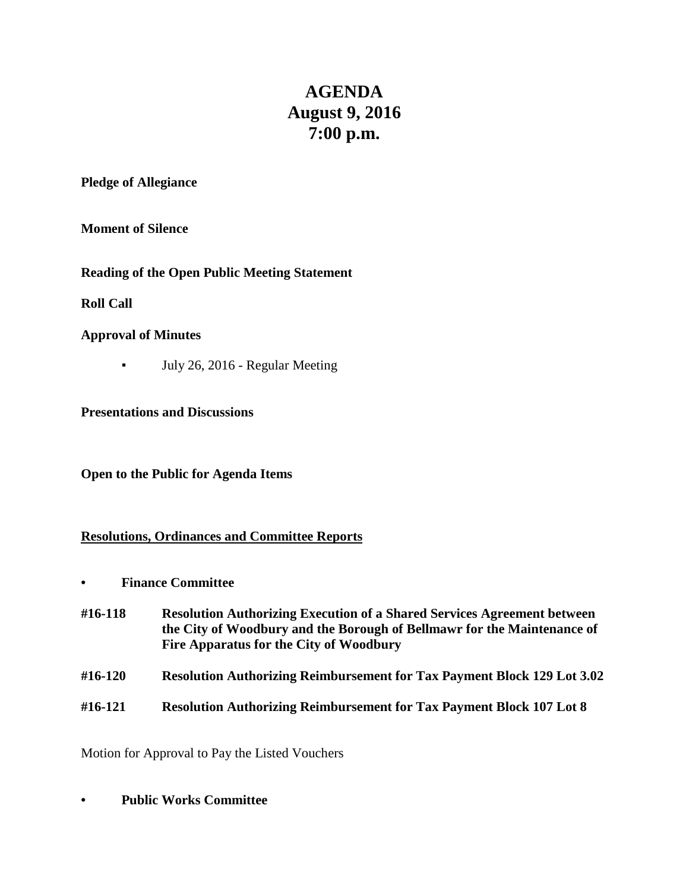# AGENDA
# August 9, 2016
# 7:00 p.m.

**Pledge of Allegiance**

**Moment of Silence**

**Reading of the Open Public Meeting Statement**

**Roll Call**

**Approval of Minutes**

- July 26, 2016 - Regular Meeting

**Presentations and Discussions**

**Open to the Public for Agenda Items**

**<u>Resolutions, Ordinances and Committee Reports</u>**

- **Finance Committee**

**#16-118 Resolution Authorizing Execution of a Shared Services Agreement between the City of Woodbury and the Borough of Bellmawr for the Maintenance of Fire Apparatus for the City of Woodbury**

**#16-120 Resolution Authorizing Reimbursement for Tax Payment Block 129 Lot 3.02**

**#16-121 Resolution Authorizing Reimbursement for Tax Payment Block 107 Lot 8**

Motion for Approval to Pay the Listed Vouchers

- **Public Works Committee**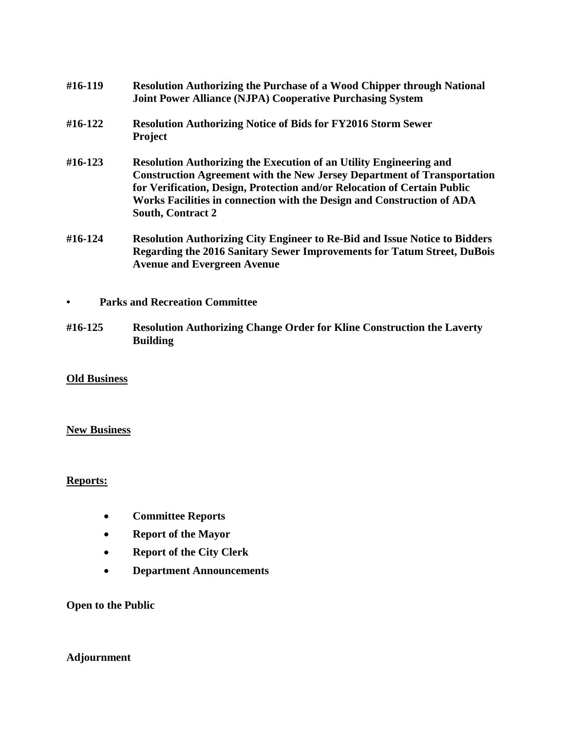**#16-119 Resolution Authorizing the Purchase of a Wood Chipper through National Joint Power Alliance (NJPA) Cooperative Purchasing System**

**#16-122 Resolution Authorizing Notice of Bids for FY2016 Storm Sewer Project**

**#16-123 Resolution Authorizing the Execution of an Utility Engineering and Construction Agreement with the New Jersey Department of Transportation for Verification, Design, Protection and/or Relocation of Certain Public Works Facilities in connection with the Design and Construction of ADA South, Contract 2**

**#16-124 Resolution Authorizing City Engineer to Re-Bid and Issue Notice to Bidders Regarding the 2016 Sanitary Sewer Improvements for Tatum Street, DuBois Avenue and Evergreen Avenue**

- **Parks and Recreation Committee**

**#16-125 Resolution Authorizing Change Order for Kline Construction the Laverty Building**

**<u>Old Business</u>**

**<u>New Business</u>**

**<u>Reports:</u>**

- **Committee Reports**
- **Report of the Mayor**
- **Report of the City Clerk**
- **Department Announcements**

**Open to the Public**

**Adjournment**